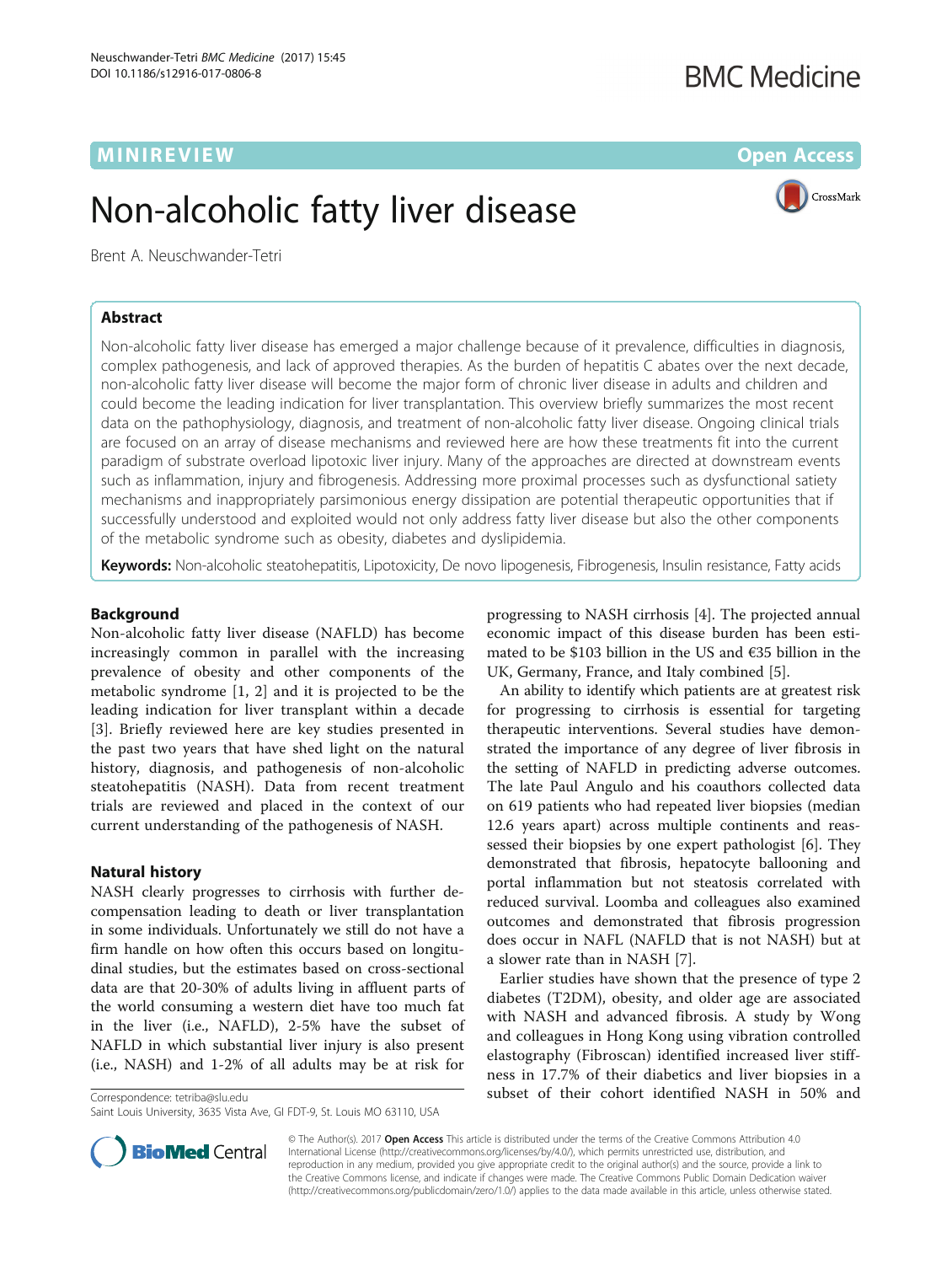MINIREVIEW

Open Access

# Non-alcoholic fatty liver disease

Brent A. Neuschwander-Tetri

## Abstract

Non-alcoholic fatty liver disease has emerged a major challenge because of it prevalence, difficulties in diagnosis, complex pathogenesis, and lack of approved therapies. As the burden of hepatitis C abates over the next decade, non-alcoholic fatty liver disease will become the major form of chronic liver disease in adults and children and could become the leading indication for liver transplantation. This overview briefly summarizes the most recent data on the pathophysiology, diagnosis, and treatment of non-alcoholic fatty liver disease. Ongoing clinical trials are focused on an array of disease mechanisms and reviewed here are how these treatments fit into the current paradigm of substrate overload lipotoxic liver injury. Many of the approaches are directed at downstream events such as inflammation, injury and fibrogenesis. Addressing more proximal processes such as dysfunctional satiety mechanisms and inappropriately parsimonious energy dissipation are potential therapeutic opportunities that if successfully understood and exploited would not only address fatty liver disease but also the other components of the metabolic syndrome such as obesity, diabetes and dyslipidemia.

**Keywords:** Non-alcoholic steatohepatitis, Lipotoxicity, De novo lipogenesis, Fibrogenesis, Insulin resistance, Fatty acids

## Background

Non-alcoholic fatty liver disease (NAFLD) has become increasingly common in parallel with the increasing prevalence of obesity and other components of the metabolic syndrome [1, 2] and it is projected to be the leading indication for liver transplant within a decade [3]. Briefly reviewed here are key studies presented in the past two years that have shed light on the natural history, diagnosis, and pathogenesis of non-alcoholic steatohepatitis (NASH). Data from recent treatment trials are reviewed and placed in the context of our current understanding of the pathogenesis of NASH.

## Natural history

NASH clearly progresses to cirrhosis with further decompensation leading to death or liver transplantation in some individuals. Unfortunately we still do not have a firm handle on how often this occurs based on longitudinal studies, but the estimates based on cross-sectional data are that 20-30% of adults living in affluent parts of the world consuming a western diet have too much fat in the liver (i.e., NAFLD), 2-5% have the subset of NAFLD in which substantial liver injury is also present (i.e., NASH) and 1-2% of all adults may be at risk for progressing to NASH cirrhosis [4]. The projected annual economic impact of this disease burden has been estimated to be $103 billion in the US and €35 billion in the UK, Germany, France, and Italy combined [5].

An ability to identify which patients are at greatest risk for progressing to cirrhosis is essential for targeting therapeutic interventions. Several studies have demonstrated the importance of any degree of liver fibrosis in the setting of NAFLD in predicting adverse outcomes. The late Paul Angulo and his coauthors collected data on 619 patients who had repeated liver biopsies (median 12.6 years apart) across multiple continents and reassessed their biopsies by one expert pathologist [6]. They demonstrated that fibrosis, hepatocyte ballooning and portal inflammation but not steatosis correlated with reduced survival. Loomba and colleagues also examined outcomes and demonstrated that fibrosis progression does occur in NAFL (NAFLD that is not NASH) but at a slower rate than in NASH [7].

Earlier studies have shown that the presence of type 2 diabetes (T2DM), obesity, and older age are associated with NASH and advanced fibrosis. A study by Wong and colleagues in Hong Kong using vibration controlled elastography (Fibroscan) identified increased liver stiffness in 17.7% of their diabetics and liver biopsies in a subset of their cohort identified NASH in 50% and

Correspondence: tetriba@slu.edu
Saint Louis University, 3635 Vista Ave, GI FDT-9, St. Louis MO 63110, USA

© The Author(s). 2017 **Open Access** This article is distributed under the terms of the Creative Commons Attribution 4.0 International License (http://creativecommons.org/licenses/by/4.0/), which permits unrestricted use, distribution, and reproduction in any medium, provided you give appropriate credit to the original author(s) and the source, provide a link to the Creative Commons license, and indicate if changes were made. The Creative Commons Public Domain Dedication waiver (http://creativecommons.org/publicdomain/zero/1.0/) applies to the data made available in this article, unless otherwise stated.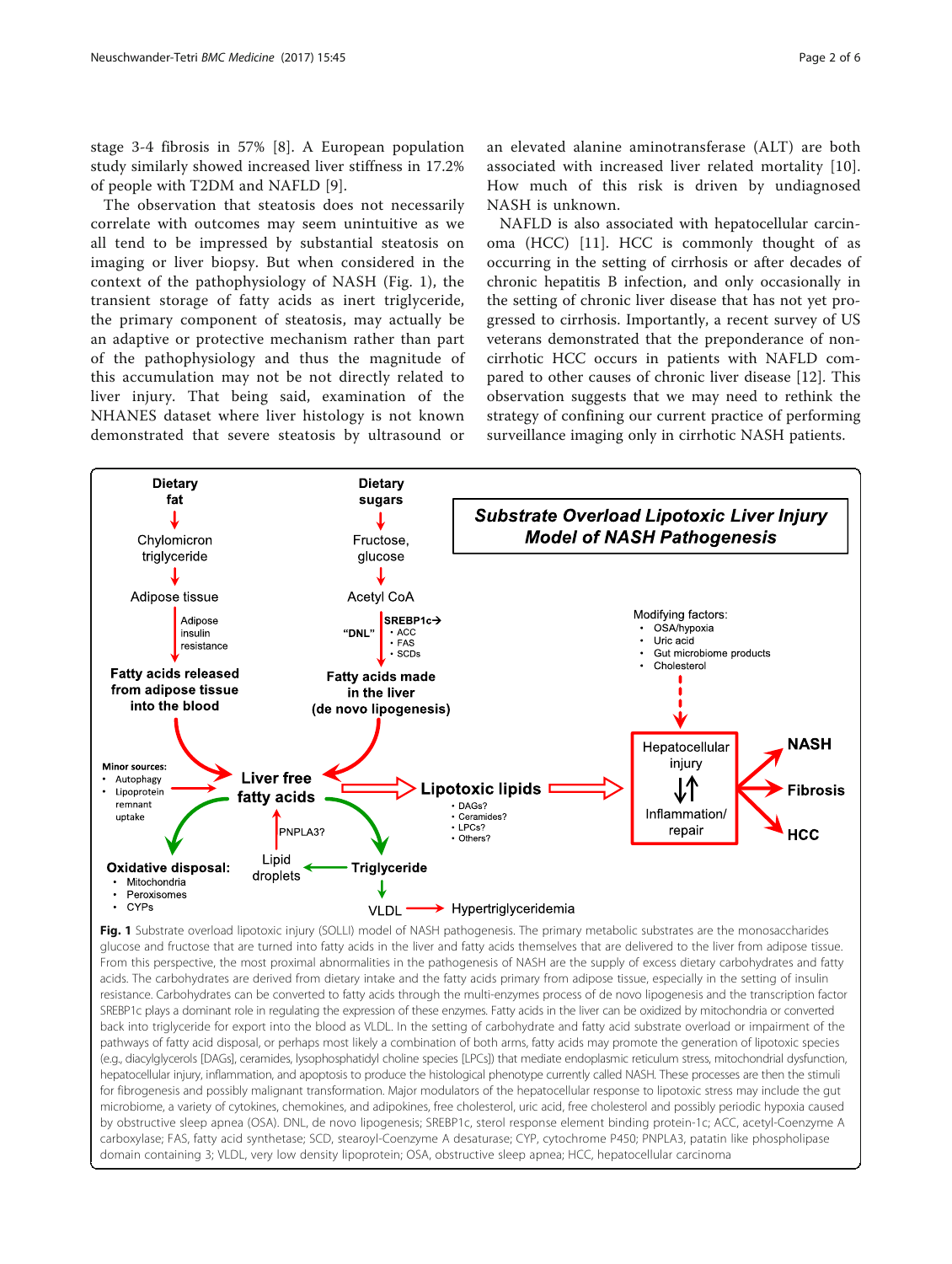stage 3-4 fibrosis in 57% [8]. A European population study similarly showed increased liver stiffness in 17.2% of people with T2DM and NAFLD [9].

The observation that steatosis does not necessarily correlate with outcomes may seem unintuitive as we all tend to be impressed by substantial steatosis on imaging or liver biopsy. But when considered in the context of the pathophysiology of NASH (Fig. 1), the transient storage of fatty acids as inert triglyceride, the primary component of steatosis, may actually be an adaptive or protective mechanism rather than part of the pathophysiology and thus the magnitude of this accumulation may not be not directly related to liver injury. That being said, examination of the NHANES dataset where liver histology is not known demonstrated that severe steatosis by ultrasound or an elevated alanine aminotransferase (ALT) are both associated with increased liver related mortality [10]. How much of this risk is driven by undiagnosed NASH is unknown.

NAFLD is also associated with hepatocellular carcinoma (HCC) [11]. HCC is commonly thought of as occurring in the setting of cirrhosis or after decades of chronic hepatitis B infection, and only occasionally in the setting of chronic liver disease that has not yet progressed to cirrhosis. Importantly, a recent survey of US veterans demonstrated that the preponderance of non-cirrhotic HCC occurs in patients with NAFLD compared to other causes of chronic liver disease [12]. This observation suggests that we may need to rethink the strategy of confining our current practice of performing surveillance imaging only in cirrhotic NASH patients.

**Fig. 1** Substrate overload lipotoxic injury (SOLLI) model of NASH pathogenesis. The primary metabolic substrates are the monosaccharides glucose and fructose that are turned into fatty acids in the liver and fatty acids themselves that are delivered to the liver from adipose tissue. From this perspective, the most proximal abnormalities in the pathogenesis of NASH are the supply of excess dietary carbohydrates and fatty acids. The carbohydrates are derived from dietary intake and the fatty acids primary from adipose tissue, especially in the setting of insulin resistance. Carbohydrates can be converted to fatty acids through the multi-enzymes process of de novo lipogenesis and the transcription factor SREBP1c plays a dominant role in regulating the expression of these enzymes. Fatty acids in the liver can be oxidized by mitochondria or converted back into triglyceride for export into the blood as VLDL. In the setting of carbohydrate and fatty acid substrate overload or impairment of the pathways of fatty acid disposal, or perhaps most likely a combination of both arms, fatty acids may promote the generation of lipotoxic species (e.g., diacylglycerols [DAGs], ceramides, lysophosphatidyl choline species [LPCs]) that mediate endoplasmic reticulum stress, mitochondrial dysfunction, hepatocellular injury, inflammation, and apoptosis to produce the histological phenotype currently called NASH. These processes are then the stimuli for fibrogenesis and possibly malignant transformation. Major modulators of the hepatocellular response to lipotoxic stress may include the gut microbiome, a variety of cytokines, chemokines, and adipokines, free cholesterol, uric acid, free cholesterol and possibly periodic hypoxia caused by obstructive sleep apnea (OSA). DNL, de novo lipogenesis; SREBP1c, sterol response element binding protein-1c; ACC, acetyl-Coenzyme A carboxylase; FAS, fatty acid synthetase; SCD, stearoyl-Coenzyme A desaturase; CYP, cytochrome P450; PNPLA3, patatin like phospholipase domain containing 3; VLDL, very low density lipoprotein; OSA, obstructive sleep apnea; HCC, hepatocellular carcinoma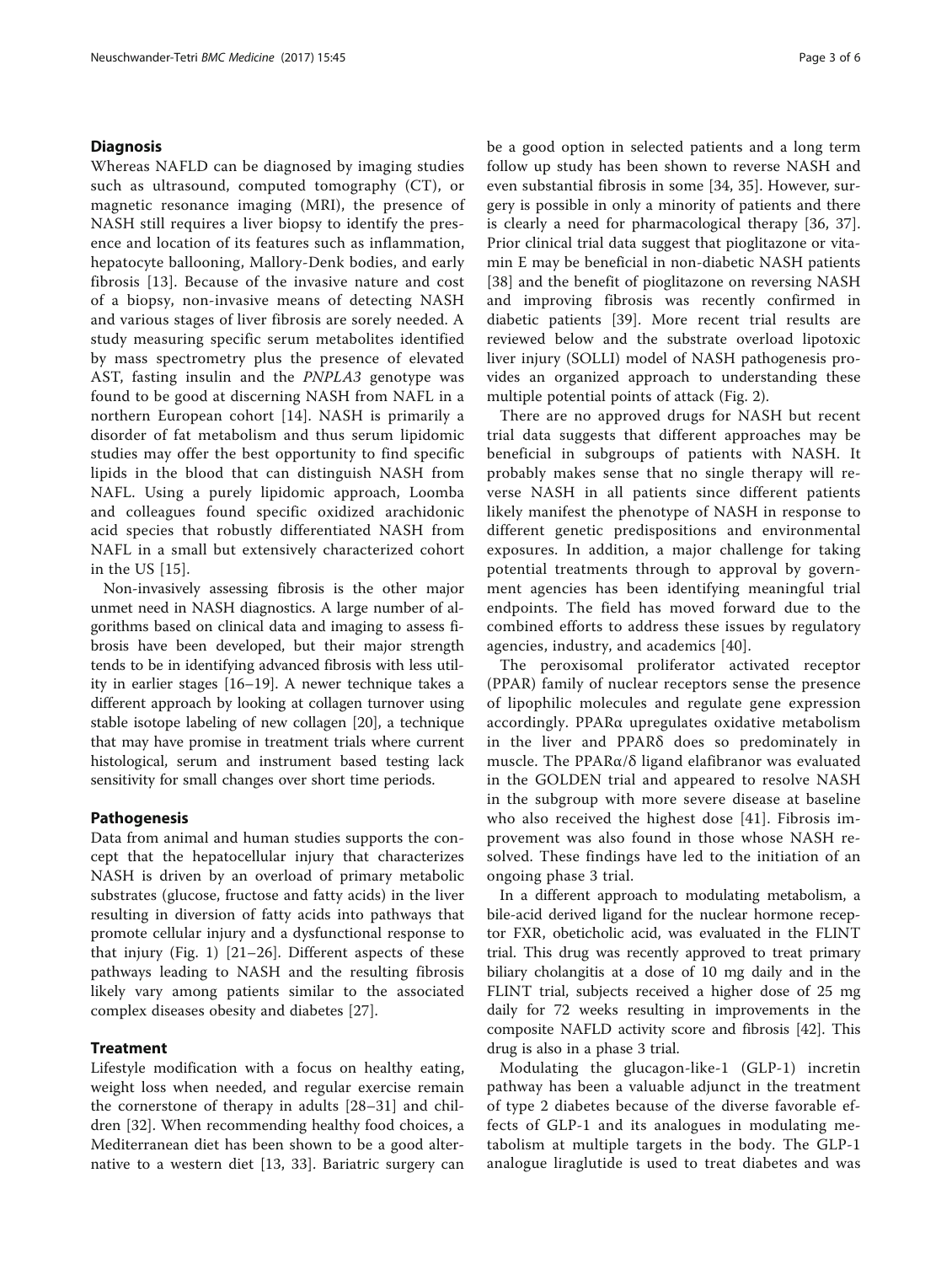## Diagnosis

Whereas NAFLD can be diagnosed by imaging studies such as ultrasound, computed tomography (CT), or magnetic resonance imaging (MRI), the presence of NASH still requires a liver biopsy to identify the presence and location of its features such as inflammation, hepatocyte ballooning, Mallory-Denk bodies, and early fibrosis [13]. Because of the invasive nature and cost of a biopsy, non-invasive means of detecting NASH and various stages of liver fibrosis are sorely needed. A study measuring specific serum metabolites identified by mass spectrometry plus the presence of elevated AST, fasting insulin and the *PNPLA3* genotype was found to be good at discerning NASH from NAFL in a northern European cohort [14]. NASH is primarily a disorder of fat metabolism and thus serum lipidomic studies may offer the best opportunity to find specific lipids in the blood that can distinguish NASH from NAFL. Using a purely lipidomic approach, Loomba and colleagues found specific oxidized arachidonic acid species that robustly differentiated NASH from NAFL in a small but extensively characterized cohort in the US [15].

Non-invasively assessing fibrosis is the other major unmet need in NASH diagnostics. A large number of algorithms based on clinical data and imaging to assess fibrosis have been developed, but their major strength tends to be in identifying advanced fibrosis with less utility in earlier stages [16–19]. A newer technique takes a different approach by looking at collagen turnover using stable isotope labeling of new collagen [20], a technique that may have promise in treatment trials where current histological, serum and instrument based testing lack sensitivity for small changes over short time periods.

## Pathogenesis

Data from animal and human studies supports the concept that the hepatocellular injury that characterizes NASH is driven by an overload of primary metabolic substrates (glucose, fructose and fatty acids) in the liver resulting in diversion of fatty acids into pathways that promote cellular injury and a dysfunctional response to that injury (Fig. 1) [21–26]. Different aspects of these pathways leading to NASH and the resulting fibrosis likely vary among patients similar to the associated complex diseases obesity and diabetes [27].

## Treatment

Lifestyle modification with a focus on healthy eating, weight loss when needed, and regular exercise remain the cornerstone of therapy in adults [28–31] and children [32]. When recommending healthy food choices, a Mediterranean diet has been shown to be a good alternative to a western diet [13, 33]. Bariatric surgery can be a good option in selected patients and a long term follow up study has been shown to reverse NASH and even substantial fibrosis in some [34, 35]. However, surgery is possible in only a minority of patients and there is clearly a need for pharmacological therapy [36, 37]. Prior clinical trial data suggest that pioglitazone or vitamin E may be beneficial in non-diabetic NASH patients [38] and the benefit of pioglitazone on reversing NASH and improving fibrosis was recently confirmed in diabetic patients [39]. More recent trial results are reviewed below and the substrate overload lipotoxic liver injury (SOLLI) model of NASH pathogenesis provides an organized approach to understanding these multiple potential points of attack (Fig. 2).

There are no approved drugs for NASH but recent trial data suggests that different approaches may be beneficial in subgroups of patients with NASH. It probably makes sense that no single therapy will reverse NASH in all patients since different patients likely manifest the phenotype of NASH in response to different genetic predispositions and environmental exposures. In addition, a major challenge for taking potential treatments through to approval by government agencies has been identifying meaningful trial endpoints. The field has moved forward due to the combined efforts to address these issues by regulatory agencies, industry, and academics [40].

The peroxisomal proliferator activated receptor (PPAR) family of nuclear receptors sense the presence of lipophilic molecules and regulate gene expression accordingly. PPARα upregulates oxidative metabolism in the liver and PPARδ does so predominately in muscle. The PPARα/δ ligand elafibranor was evaluated in the GOLDEN trial and appeared to resolve NASH in the subgroup with more severe disease at baseline who also received the highest dose [41]. Fibrosis improvement was also found in those whose NASH resolved. These findings have led to the initiation of an ongoing phase 3 trial.

In a different approach to modulating metabolism, a bile-acid derived ligand for the nuclear hormone receptor FXR, obeticholic acid, was evaluated in the FLINT trial. This drug was recently approved to treat primary biliary cholangitis at a dose of 10 mg daily and in the FLINT trial, subjects received a higher dose of 25 mg daily for 72 weeks resulting in improvements in the composite NAFLD activity score and fibrosis [42]. This drug is also in a phase 3 trial.

Modulating the glucagon-like-1 (GLP-1) incretin pathway has been a valuable adjunct in the treatment of type 2 diabetes because of the diverse favorable effects of GLP-1 and its analogues in modulating metabolism at multiple targets in the body. The GLP-1 analogue liraglutide is used to treat diabetes and was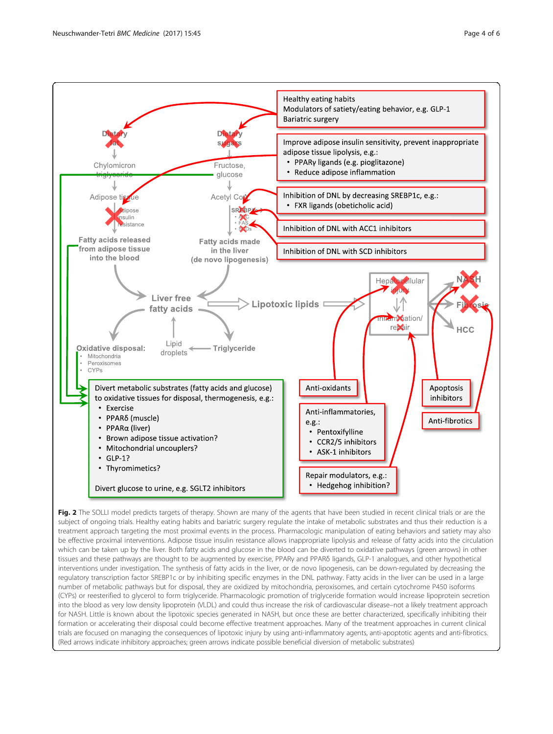Healthy eating habits
Modulators of satiety/eating behavior, e.g. GLP-1
Bariatric surgery

Improve adipose insulin sensitivity, prevent inappropriate adipose tissue lipolysis, e.g.:

- PPARγ ligands (e.g. pioglitazone)
- Reduce adipose inflammation

Inhibition of DNL by decreasing SREBP1c, e.g.:

- FXR ligands (obeticholic acid)

Inhibition of DNL with ACC1 inhibitors

Inhibition of DNL with SCD inhibitors

Dietary fat → Chylomicron triglyceride → Adipose tissue (Adipose insulin resistance) → Fatty acids released from adipose tissue into the blood

Dietary sugars → Fructose, glucose → Acetyl CoA (SREBP1c: ACC, FAS, SCDs) → Fatty acids made in the liver (de novo lipogenesis)

Liver free fatty acids → Lipotoxic lipids → Hepatocellular injury ⇅ Inflammation/repair → NASH, Fibrosis, HCC

Oxidative disposal:

- Mitochondria
- Peroxisomes
- CYPs

Lipid droplets ← Triglyceride

Divert metabolic substrates (fatty acids and glucose) to oxidative tissues for disposal, thermogenesis, e.g.:

- Exercise
- PPARδ (muscle)
- PPARα (liver)
- Brown adipose tissue activation?
- Mitochondrial uncouplers?
- GLP-1?
- Thyromimetics?

Divert glucose to urine, e.g. SGLT2 inhibitors

Anti-oxidants

Anti-inflammatories, e.g.:

- Pentoxifylline
- CCR2/5 inhibitors
- ASK-1 inhibitors

Repair modulators, e.g.:

- Hedgehog inhibition?

Apoptosis inhibitors

Anti-fibrotics

**Fig. 2** The SOLLI model predicts targets of therapy. Shown are many of the agents that have been studied in recent clinical trials or are the subject of ongoing trials. Healthy eating habits and bariatric surgery regulate the intake of metabolic substrates and thus their reduction is a treatment approach targeting the most proximal events in the process. Pharmacologic manipulation of eating behaviors and satiety may also be effective proximal interventions. Adipose tissue insulin resistance allows inappropriate lipolysis and release of fatty acids into the circulation which can be taken up by the liver. Both fatty acids and glucose in the blood can be diverted to oxidative pathways (green arrows) in other tissues and these pathways are thought to be augmented by exercise, PPARγ and PPARδ ligands, GLP-1 analogues, and other hypothetical interventions under investigation. The synthesis of fatty acids in the liver, or de novo lipogenesis, can be down-regulated by decreasing the regulatory transcription factor SREBP1c or by inhibiting specific enzymes in the DNL pathway. Fatty acids in the liver can be used in a large number of metabolic pathways but for disposal, they are oxidized by mitochondria, peroxisomes, and certain cytochrome P450 isoforms (CYPs) or reesterified to glycerol to form triglyceride. Pharmacologic promotion of triglyceride formation would increase lipoprotein secretion into the blood as very low density lipoprotein (VLDL) and could thus increase the risk of cardiovascular disease–not a likely treatment approach for NASH. Little is known about the lipotoxic species generated in NASH, but once these are better characterized, specifically inhibiting their formation or accelerating their disposal could become effective treatment approaches. Many of the treatment approaches in current clinical trials are focused on managing the consequences of lipotoxic injury by using anti-inflammatory agents, anti-apoptotic agents and anti-fibrotics. (Red arrows indicate inhibitory approaches; green arrows indicate possible beneficial diversion of metabolic substrates)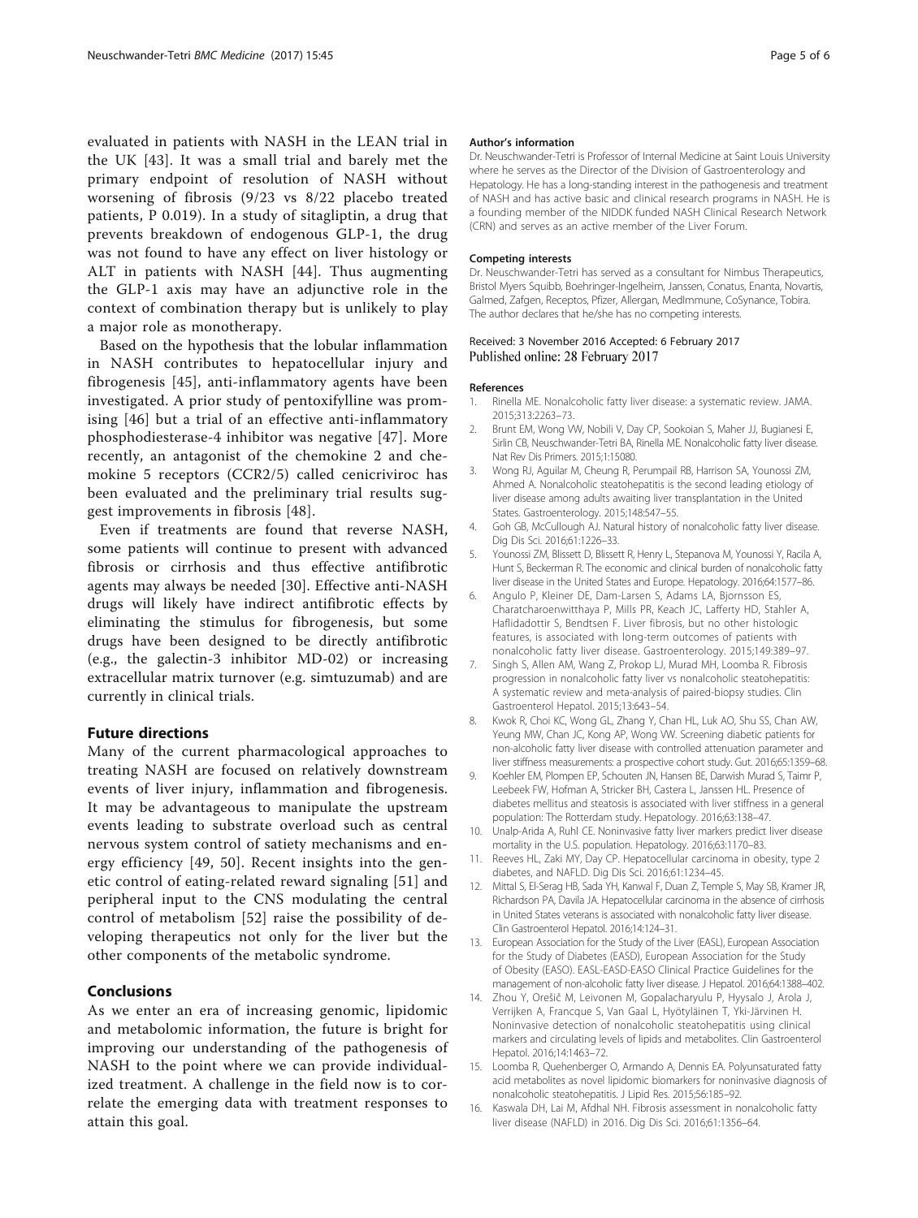evaluated in patients with NASH in the LEAN trial in the UK [43]. It was a small trial and barely met the primary endpoint of resolution of NASH without worsening of fibrosis (9/23 vs 8/22 placebo treated patients, P 0.019). In a study of sitagliptin, a drug that prevents breakdown of endogenous GLP-1, the drug was not found to have any effect on liver histology or ALT in patients with NASH [44]. Thus augmenting the GLP-1 axis may have an adjunctive role in the context of combination therapy but is unlikely to play a major role as monotherapy.

Based on the hypothesis that the lobular inflammation in NASH contributes to hepatocellular injury and fibrogenesis [45], anti-inflammatory agents have been investigated. A prior study of pentoxifylline was promising [46] but a trial of an effective anti-inflammatory phosphodiesterase-4 inhibitor was negative [47]. More recently, an antagonist of the chemokine 2 and chemokine 5 receptors (CCR2/5) called cenicriviroc has been evaluated and the preliminary trial results suggest improvements in fibrosis [48].

Even if treatments are found that reverse NASH, some patients will continue to present with advanced fibrosis or cirrhosis and thus effective antifibrotic agents may always be needed [30]. Effective anti-NASH drugs will likely have indirect antifibrotic effects by eliminating the stimulus for fibrogenesis, but some drugs have been designed to be directly antifibrotic (e.g., the galectin-3 inhibitor MD-02) or increasing extracellular matrix turnover (e.g. simtuzumab) and are currently in clinical trials.

## Future directions

Many of the current pharmacological approaches to treating NASH are focused on relatively downstream events of liver injury, inflammation and fibrogenesis. It may be advantageous to manipulate the upstream events leading to substrate overload such as central nervous system control of satiety mechanisms and energy efficiency [49, 50]. Recent insights into the genetic control of eating-related reward signaling [51] and peripheral input to the CNS modulating the central control of metabolism [52] raise the possibility of developing therapeutics not only for the liver but the other components of the metabolic syndrome.

## Conclusions

As we enter an era of increasing genomic, lipidomic and metabolomic information, the future is bright for improving our understanding of the pathogenesis of NASH to the point where we can provide individualized treatment. A challenge in the field now is to correlate the emerging data with treatment responses to attain this goal.

#### Author's information

Dr. Neuschwander-Tetri is Professor of Internal Medicine at Saint Louis University where he serves as the Director of the Division of Gastroenterology and Hepatology. He has a long-standing interest in the pathogenesis and treatment of NASH and has active basic and clinical research programs in NASH. He is a founding member of the NIDDK funded NASH Clinical Research Network (CRN) and serves as an active member of the Liver Forum.

#### Competing interests

Dr. Neuschwander-Tetri has served as a consultant for Nimbus Therapeutics, Bristol Myers Squibb, Boehringer-Ingelheim, Janssen, Conatus, Enanta, Novartis, Galmed, Zafgen, Receptos, Pfizer, Allergan, MedImmune, CoSynance, Tobira. The author declares that he/she has no competing interests.

Received: 3 November 2016 Accepted: 6 February 2017
Published online: 28 February 2017

#### References

1. Rinella ME. Nonalcoholic fatty liver disease: a systematic review. JAMA. 2015;313:2263–73.
2. Brunt EM, Wong VW, Nobili V, Day CP, Sookoian S, Maher JJ, Bugianesi E, Sirlin CB, Neuschwander-Tetri BA, Rinella ME. Nonalcoholic fatty liver disease. Nat Rev Dis Primers. 2015;1:15080.
3. Wong RJ, Aguilar M, Cheung R, Perumpail RB, Harrison SA, Younossi ZM, Ahmed A. Nonalcoholic steatohepatitis is the second leading etiology of liver disease among adults awaiting liver transplantation in the United States. Gastroenterology. 2015;148:547–55.
4. Goh GB, McCullough AJ. Natural history of nonalcoholic fatty liver disease. Dig Dis Sci. 2016;61:1226–33.
5. Younossi ZM, Blissett D, Blissett R, Henry L, Stepanova M, Younossi Y, Racila A, Hunt S, Beckerman R. The economic and clinical burden of nonalcoholic fatty liver disease in the United States and Europe. Hepatology. 2016;64:1577–86.
6. Angulo P, Kleiner DE, Dam-Larsen S, Adams LA, Bjornsson ES, Charatcharoenwitthaya P, Mills PR, Keach JC, Lafferty HD, Stahler A, Haflidadottir S, Bendtsen F. Liver fibrosis, but no other histologic features, is associated with long-term outcomes of patients with nonalcoholic fatty liver disease. Gastroenterology. 2015;149:389–97.
7. Singh S, Allen AM, Wang Z, Prokop LJ, Murad MH, Loomba R. Fibrosis progression in nonalcoholic fatty liver vs nonalcoholic steatohepatitis: A systematic review and meta-analysis of paired-biopsy studies. Clin Gastroenterol Hepatol. 2015;13:643–54.
8. Kwok R, Choi KC, Wong GL, Zhang Y, Chan HL, Luk AO, Shu SS, Chan AW, Yeung MW, Chan JC, Kong AP, Wong VW. Screening diabetic patients for non-alcoholic fatty liver disease with controlled attenuation parameter and liver stiffness measurements: a prospective cohort study. Gut. 2016;65:1359–68.
9. Koehler EM, Plompen EP, Schouten JN, Hansen BE, Darwish Murad S, Taimr P, Leebeek FW, Hofman A, Stricker BH, Castera L, Janssen HL. Presence of diabetes mellitus and steatosis is associated with liver stiffness in a general population: The Rotterdam study. Hepatology. 2016;63:138–47.
10. Unalp-Arida A, Ruhl CE. Noninvasive fatty liver markers predict liver disease mortality in the U.S. population. Hepatology. 2016;63:1170–83.
11. Reeves HL, Zaki MY, Day CP. Hepatocellular carcinoma in obesity, type 2 diabetes, and NAFLD. Dig Dis Sci. 2016;61:1234–45.
12. Mittal S, El-Serag HB, Sada YH, Kanwal F, Duan Z, Temple S, May SB, Kramer JR, Richardson PA, Davila JA. Hepatocellular carcinoma in the absence of cirrhosis in United States veterans is associated with nonalcoholic fatty liver disease. Clin Gastroenterol Hepatol. 2016;14:124–31.
13. European Association for the Study of the Liver (EASL), European Association for the Study of Diabetes (EASD), European Association for the Study of Obesity (EASO). EASL-EASD-EASO Clinical Practice Guidelines for the management of non-alcoholic fatty liver disease. J Hepatol. 2016;64:1388–402.
14. Zhou Y, Orešič M, Leivonen M, Gopalacharyulu P, Hyysalo J, Arola J, Verrijken A, Francque S, Van Gaal L, Hyötyläinen T, Yki-Järvinen H. Noninvasive detection of nonalcoholic steatohepatitis using clinical markers and circulating levels of lipids and metabolites. Clin Gastroenterol Hepatol. 2016;14:1463–72.
15. Loomba R, Quehenberger O, Armando A, Dennis EA. Polyunsaturated fatty acid metabolites as novel lipidomic biomarkers for noninvasive diagnosis of nonalcoholic steatohepatitis. J Lipid Res. 2015;56:185–92.
16. Kaswala DH, Lai M, Afdhal NH. Fibrosis assessment in nonalcoholic fatty liver disease (NAFLD) in 2016. Dig Dis Sci. 2016;61:1356–64.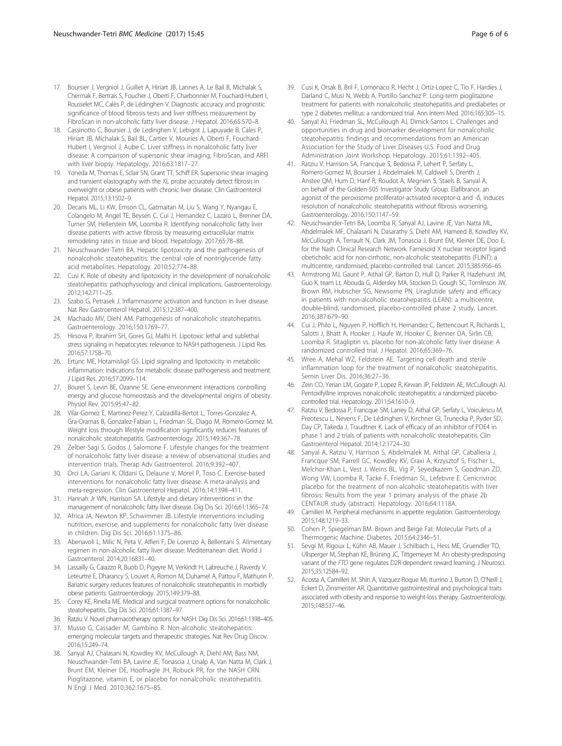17. Boursier J, Vergniol J, Guillet A, Hiriart JB, Lannes A, Le Bail B, Michalak S, Chermak F, Bertrais S, Foucher J, Oberti F, Charbonnier M, Fouchard-Hubert I, Rousselet MC, Calès P, de Lédinghen V. Diagnostic accuracy and prognostic significance of blood fibrosis tests and liver stiffness measurement by FibroScan in non-alcoholic fatty liver disease. J Hepatol. 2016;65:570–8.
18. Cassinotto C, Boursier J, de Ledinghen V, Lebigot J, Lapuyade B, Cales P, Hiriart JB, Michalak S, Bail BL, Cartier V, Mouries A, Oberti F, Fouchard-Hubert I, Vergniol J, Aube C. Liver stiffness in nonalcoholic fatty liver disease: A comparison of supersonic shear imaging, FibroScan, and ARFI with liver biopsy. Hepatology. 2016;63:1817–27.
19. Yoneda M, Thomas E, Sclair SN, Grant TT, Schiff ER. Supersonic shear imaging and transient elastography with the XL probe accurately detect fibrosis in overweight or obese patients with chronic liver disease. Clin Gastroenterol Hepatol. 2015;13:1502–9.
20. Decaris ML, Li KW, Emson CL, Gatmaitan M, Liu S, Wang Y, Nyangau E, Colangelo M, Angel TE, Beysen C, Cui J, Hernandez C, Lazaro L, Brenner DA, Turner SM, Hellerstein MK, Loomba R. Identifying nonalcoholic fatty liver disease patients with active fibrosis by measuring extracellular matrix remodeling rates in tissue and blood. Hepatology. 2017;65:78–88.
21. Neuschwander-Tetri BA. Hepatic lipotoxicity and the pathogenesis of nonalcoholic steatohepatitis: the central role of nontriglyceride fatty acid metabolites. Hepatology. 2010;52:774–88.
22. Cusi K. Role of obesity and lipotoxicity in the development of nonalcoholic steatohepatitis: pathophysiology and clinical implications. Gastroenterology. 2012;142:711–25.
23. Szabo G, Petrasek J. Inflammasome activation and function in liver disease. Nat Rev Gastroenterol Hepatol. 2015;12:387–400.
24. Machado MV, Diehl AM. Pathogenesis of nonalcoholic steatohepatitis. Gastroenterology. 2016;150:1769–77.
25. Hirsova P, Ibrahim SH, Gores GJ, Malhi H. Lipotoxic lethal and sublethal stress signaling in hepatocytes: relevance to NASH pathogenesis. J Lipid Res. 2016;57:1758–70.
26. Ertunc ME, Hotamisligil GS. Lipid signaling and lipotoxicity in metabolic inflammation: indications for metabolic disease pathogenesis and treatment. J Lipid Res. 2016;57:2099–114.
27. Bouret S, Levin BE, Ozanne SE. Gene-environment interactions controlling energy and glucose homeostasis and the developmental origins of obesity. Physiol Rev. 2015;95:47–82.
28. Vilar-Gomez E, Martinez-Perez Y, Calzadilla-Bertot L, Torres-Gonzalez A, Gra-Oramas B, Gonzalez-Fabian L, Friedman SL, Diago M, Romero-Gomez M. Weight loss through lifestyle modification significantly reduces features of nonalcoholic steatohepatitis. Gastroenterology. 2015;149:367–78.
29. Zelber-Sagi S, Godos J, Salomone F. Lifestyle changes for the treatment of nonalcoholic fatty liver disease: a review of observational studies and intervention trials. Therap Adv Gastroenterol. 2016;9:392–407.
30. Orci LA, Gariani K, Oldani G, Delaune V, Morel P, Toso C. Exercise-based interventions for nonalcoholic fatty liver disease: A meta-analysis and meta-regression. Clin Gastroenterol Hepatol. 2016;14:1398–411.
31. Hannah Jr WN, Harrison SA. Lifestyle and dietary interventions in the management of nonalcoholic fatty liver disease. Dig Dis Sci. 2016;61:1365–74.
32. Africa JA, Newton KP, Schwimmer JB. Lifestyle interventions including nutrition, exercise, and supplements for nonalcoholic fatty liver disease in children. Dig Dis Sci. 2016;61:1375–86.
33. Abenavoli L, Milic N, Peta V, Alfieri F, De Lorenzo A, Bellentani S. Alimentary regimen in non-alcoholic fatty liver disease: Mediterranean diet. World J Gastroenterol. 2014;20:16831–40.
34. Lassailly G, Caiazzo R, Buob D, Pigeyre M, Verkindt H, Labreuche J, Raverdy V, Leteurtre E, Dharancy S, Louvet A, Romon M, Duhamel A, Pattou F, Mathurin P. Bariatric surgery reduces features of nonalcoholic steatohepatitis in morbidly obese patients. Gastroenterology. 2015;149:379–88.
35. Corey KE, Rinella ME. Medical and surgical treatment options for nonalcoholic steatohepatitis. Dig Dis Sci. 2016;61:1387–97.
36. Ratziu V. Novel pharmacotherapy options for NASH. Dig Dis Sci. 2016;61:1398–405.
37. Musso G, Cassader M, Gambino R. Non-alcoholic steatohepatitis: emerging molecular targets and therapeutic strategies. Nat Rev Drug Discov. 2016;15:249–74.
38. Sanyal AJ, Chalasani N, Kowdley KV, McCullough A, Diehl AM, Bass NM, Neuschwander-Tetri BA, Lavine JE, Tonascia J, Unalp A, Van Natta M, Clark J, Brunt EM, Kleiner DE, Hoofnagle JH, Robuck PR, for the NASH CRN. Pioglitazone, vitamin E, or placebo for nonalcoholic steatohepatitis. N Engl J Med. 2010;362:1675–85.
39. Cusi K, Orsak B, Bril F, Lomonaco R, Hecht J, Ortiz-Lopez C, Tio F, Hardies J, Darland C, Musi N, Webb A, Portillo-Sanchez P. Long-term pioglitazone treatment for patients with nonalcoholic steatohepatitis and prediabetes or type 2 diabetes mellitus: a randomized trial. Ann Intern Med. 2016;165:305–15.
40. Sanyal AJ, Friedman SL, McCullough AJ, Dimick-Santos L. Challenges and opportunities in drug and biomarker development for nonalcoholic steatohepatitis: findings and recommendations from an American Association for the Study of Liver Diseases-U.S. Food and Drug Administration Joint Workshop. Hepatology. 2015;61:1392–405.
41. Ratziu V, Harrison SA, Francque S, Bedossa P, Lehert P, Serfaty L, Romero-Gomez M, Boursier J, Abdelmalek M, Caldwell S, Drenth J, Anstee QM, Hum D, Hanf R, Roudot A, Megnien S, Staels B, Sanyal A, on behalf of the Golden-505 Investigator Study Group. Elafibranor, an agonist of the peroxisome proliferator-activated receptor-α and -δ, induces resolution of nonalcoholic steatohepatitis without fibrosis worsening. Gastroenterology. 2016;150:1147–59.
42. Neuschwander-Tetri BA, Loomba R, Sanyal AJ, Lavine JE, Van Natta ML, Abdelmalek MF, Chalasani N, Dasarathy S, Diehl AM, Hameed B, Kowdley KV, McCullough A, Terrault N, Clark JM, Tonascia J, Brunt EM, Kleiner DE, Doo E, for the Nash Clinical Research Network. Farnesoid X nuclear receptor ligand obeticholic acid for non-cirrhotic, non-alcoholic steatohepatitis (FLINT): a multicentre, randomised, placebo-controlled trial. Lancet. 2015;385:956–65.
43. Armstrong MJ, Gaunt P, Aithal GP, Barton D, Hull D, Parker R, Hazlehurst JM, Guo K, team Lt, Abouda G, Aldersley MA, Stocken D, Gough SC, Tomlinson JW, Brown RM, Hubscher SG, Newsome PN. Liraglutide safety and efficacy in patients with non-alcoholic steatohepatitis (LEAN): a multicentre, double-blind, randomised, placebo-controlled phase 2 study. Lancet. 2016;387:679–90.
44. Cui J, Philo L, Nguyen P, Hofflich H, Hernandez C, Bettencourt R, Richards L, Salotti J, Bhatt A, Hooker J, Haufe W, Hooker C, Brenner DA, Sirlin CB, Loomba R. Sitagliptin vs. placebo for non-alcoholic fatty liver disease: A randomized controlled trial. J Hepatol. 2016;65:369–76.
45. Wree A, Mehal WZ, Feldstein AE. Targeting cell death and sterile inflammation loop for the treatment of nonalcoholic steatohepatitis. Semin Liver Dis. 2016;36:27–36.
46. Zein CO, Yerian LM, Gogate P, Lopez R, Kirwan JP, Feldstein AE, McCullough AJ. Pentoxifylline improves nonalcoholic steatohepatitis: a randomized placebo-controlled trial. Hepatology. 2011;54:1610–9.
47. Ratziu V, Bedossa P, Francque SM, Larrey D, Aithal GP, Serfaty L, Voiculescu M, Preotescu L, Nevens F, De Lédinghen V, Kirchner GI, Trunecka P, Ryder SD, Day CP, Takeda J, Traudtner K. Lack of efficacy of an inhibitor of PDE4 in phase 1 and 2 trials of patients with nonalcoholic steatohepatitis. Clin Gastroenterol Hepatol. 2014;12:1724–30.
48. Sanyal A, Ratziu V, Harrison S, Abdelmalek M, Aithal GP, Caballeria J, Francque SM, Farrell GC, Kowdley KV, Craxi A, Krzysztof S, Fischer L, Melchor-Khan L, Vest J, Weins BL, Vig P, Seyedkazem S, Goodman ZD, Wong VW, Loomba R, Tacke F, Friedman SL, Lefebvre E. Cenicriviroc placebo for the treatment of non-alcoholic steatohepatitis with liver fibrosis: Results from the year 1 primary analysis of the phase 2b CENTAUR study (abstract). Hepatology. 2016;64:1118A.
49. Camilleri M. Peripheral mechanisms in appetite regulation. Gastroenterology. 2015;148:1219–33.
50. Cohen P, Spiegelman BM. Brown and Beige Fat: Molecular Parts of a Thermogenic Machine. Diabetes. 2015;64:2346–51.
51. Sevgi M, Rigoux L, Kühn AB, Mauer J, Schilbach L, Hess ME, Gruendler TO, Ullsperger M, Stephan KE, Brüning JC, Tittgemeyer M. An obesity-predisposing variant of the *FTO* gene regulates D2R-dependent reward learning. J Neurosci. 2015;35:12584–92.
52. Acosta A, Camilleri M, Shin A, Vazquez-Roque MI, Iturrino J, Burton D, O'Neill J, Eckert D, Zinsmeister AR. Quantitative gastrointestinal and psychological traits associated with obesity and response to weight-loss therapy. Gastroenterology. 2015;148:537–46.